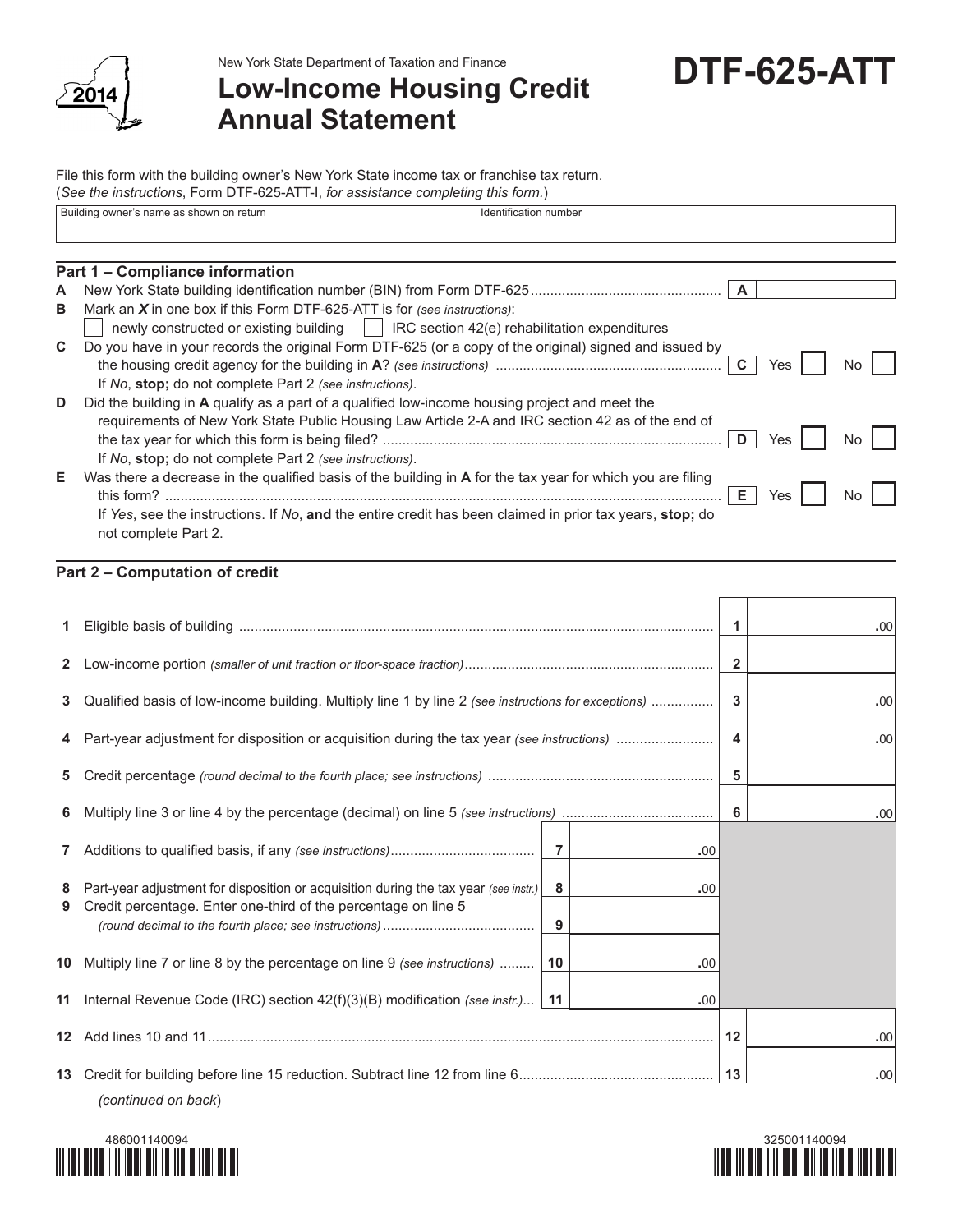New York State Department of Taxation and Finance

# Low-Income Housing Credit Annual Statement

# DTF-625-ATT

2014

File this form with the building owner's New York State income tax or franchise tax return.
(*See the instructions*, Form DTF-625-ATT-I, *for assistance completing this form.*)

| Building owner's name as shown on return | Identification number |
|---|---|
| | |

## Part 1 – Compliance information

**A** New York State building identification number (BIN) from Form DTF-625 ............ **A** ______

**B** Mark an ***X*** in one box if this Form DTF-625-ATT is for *(see instructions)*:
☐ newly constructed or existing building ☐ IRC section 42(e) rehabilitation expenditures

**C** Do you have in your records the original Form DTF-625 (or a copy of the original) signed and issued by the housing credit agency for the building in **A**? *(see instructions)* ............ **C** Yes ☐ No ☐
If *No*, **stop;** do not complete Part 2 *(see instructions)*.

**D** Did the building in **A** qualify as a part of a qualified low-income housing project and meet the requirements of New York State Public Housing Law Article 2-A and IRC section 42 as of the end of the tax year for which this form is being filed? ............ **D** Yes ☐ No ☐
If *No*, **stop;** do not complete Part 2 *(see instructions)*.

**E** Was there a decrease in the qualified basis of the building in **A** for the tax year for which you are filing this form? ............ **E** Yes ☐ No ☐
If *Yes*, see the instructions. If *No*, **and** the entire credit has been claimed in prior tax years, **stop;** do not complete Part 2.

## Part 2 – Computation of credit

| Line | Description | | | | |
|---|---|---|---|---|---|
| 1 | Eligible basis of building | | | 1 | .00 |
| 2 | Low-income portion *(smaller of unit fraction or floor-space fraction)* | | | 2 | |
| 3 | Qualified basis of low-income building. Multiply line 1 by line 2 *(see instructions for exceptions)* | | | 3 | .00 |
| 4 | Part-year adjustment for disposition or acquisition during the tax year *(see instructions)* | | | 4 | .00 |
| 5 | Credit percentage *(round decimal to the fourth place; see instructions)* | | | 5 | |
| 6 | Multiply line 3 or line 4 by the percentage (decimal) on line 5 *(see instructions)* | | | 6 | .00 |
| 7 | Additions to qualified basis, if any *(see instructions)* | 7 | .00 | | |
| 8 | Part-year adjustment for disposition or acquisition during the tax year *(see instr.)* | 8 | .00 | | |
| 9 | Credit percentage. Enter one-third of the percentage on line 5 *(round decimal to the fourth place; see instructions)* | 9 | | | |
| 10 | Multiply line 7 or line 8 by the percentage on line 9 *(see instructions)* | 10 | .00 | | |
| 11 | Internal Revenue Code (IRC) section 42(f)(3)(B) modification *(see instr.)* | 11 | .00 | | |
| 12 | Add lines 10 and 11 | | | 12 | .00 |
| 13 | Credit for building before line 15 reduction. Subtract line 12 from line 6 | | | 13 | .00 |

(*continued on back*)

486001140094

325001140094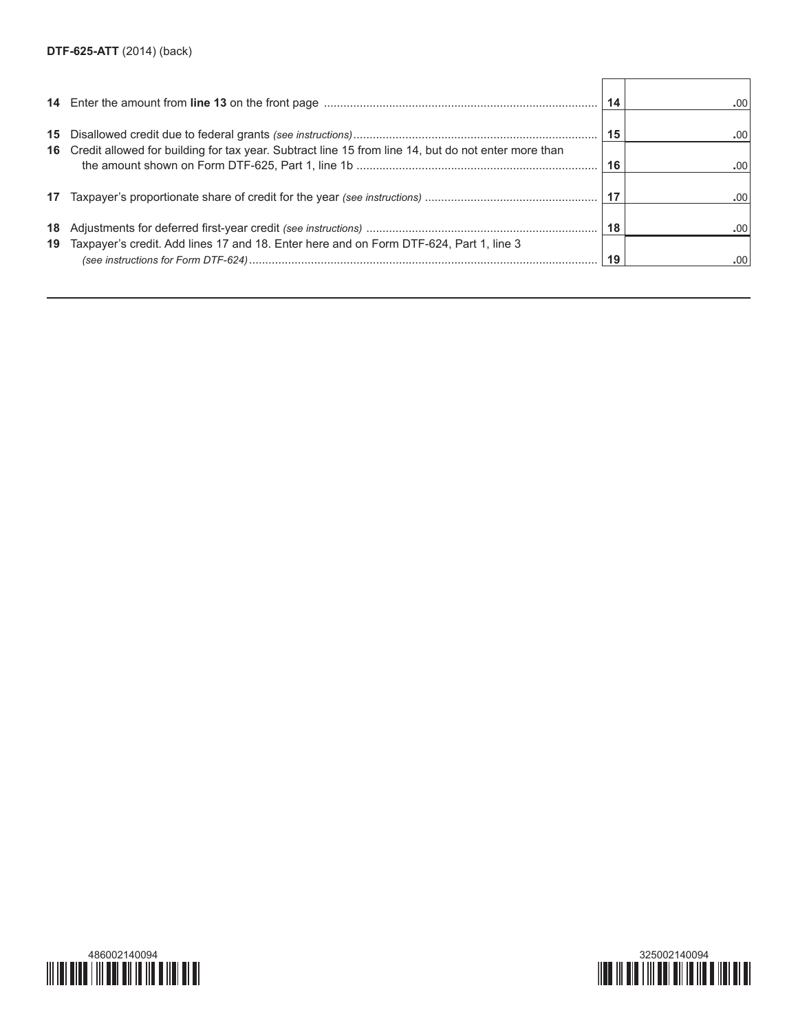**DTF-625-ATT** (2014) (back)

| | | | |
|---|---|---|---|
| 14 | Enter the amount from **line 13** on the front page | 14 | .00 |
| 15 | Disallowed credit due to federal grants *(see instructions)* | 15 | .00 |
| 16 | Credit allowed for building for tax year. Subtract line 15 from line 14, but do not enter more than the amount shown on Form DTF-625, Part 1, line 1b | 16 | .00 |
| 17 | Taxpayer's proportionate share of credit for the year *(see instructions)* | 17 | .00 |
| 18 | Adjustments for deferred first-year credit *(see instructions)* | 18 | .00 |
| 19 | Taxpayer's credit. Add lines 17 and 18. Enter here and on Form DTF-624, Part 1, line 3 *(see instructions for Form DTF-624)* | 19 | .00 |

486002140094

325002140094